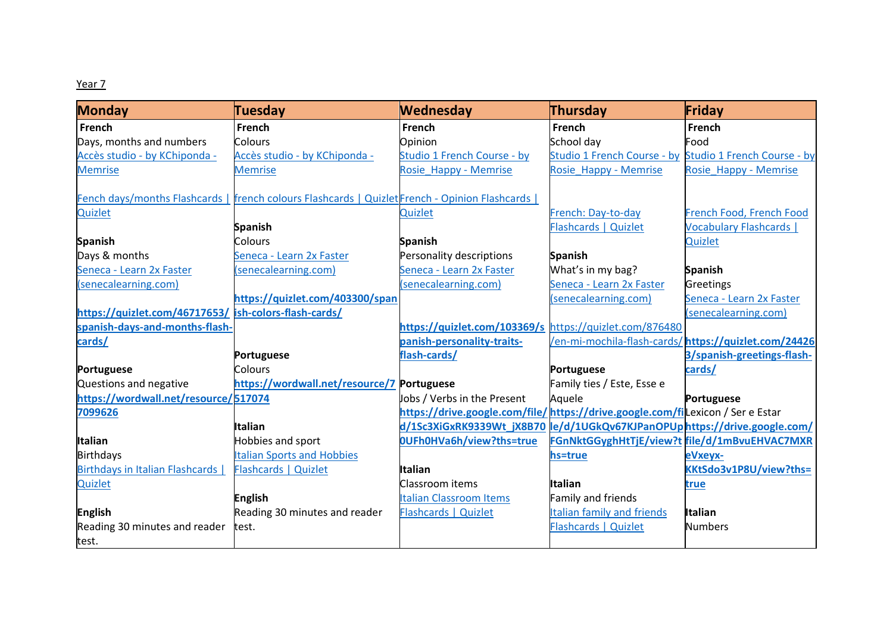Year 7

| Monday | Tuesday | Wednesday | Thursday | Friday |
|---|---|---|---|---|
| **French**<br>Days, months and numbers<br>Accès studio - by KChiponda - Memrise<br><br>Fench days/months Flashcards \| Quizlet<br><br>**Spanish**<br>Days & months<br>Seneca - Learn 2x Faster (senecalearning.com)<br><br>**https://quizlet.com/46717653/spanish-days-and-months-flash-cards/**<br><br>**Portuguese**<br>Questions and negative<br>**https://wordwall.net/resource/7099626**<br><br>**Italian**<br>Birthdays<br>Birthdays in Italian Flashcards \| Quizlet<br><br>**English**<br>Reading 30 minutes and reader test. | **French**<br>Colours<br>Accès studio - by KChiponda - Memrise<br><br>french colours Flashcards \| Quizlet<br><br>**Spanish**<br>Colours<br>Seneca - Learn 2x Faster (senecalearning.com)<br><br>**https://quizlet.com/403300/spanish-colors-flash-cards/**<br><br>**Portuguese**<br>Colours<br>**https://wordwall.net/resource/7517074**<br><br>**Italian**<br>Hobbies and sport<br>Italian Sports and Hobbies Flashcards \| Quizlet<br><br>**English**<br>Reading 30 minutes and reader test. | **French**<br>Opinion<br>Studio 1 French Course - by Rosie_Happy - Memrise<br><br>French - Opinion Flashcards \| Quizlet<br><br>**Spanish**<br>Personality descriptions<br>Seneca - Learn 2x Faster (senecalearning.com)<br><br>**https://quizlet.com/103369/spanish-personality-traits-flash-cards/**<br><br>**Portuguese**<br>Jobs / Verbs in the Present<br>**https://drive.google.com/file/d/1Sc3XiGxRK9339Wt_jX8B70UFh0HVa6h/view?ths=true**<br><br>**Italian**<br>Classroom items<br>Italian Classroom Items Flashcards \| Quizlet | **French**<br>School day<br>Studio 1 French Course - by Rosie_Happy - Memrise<br><br>French: Day-to-day Flashcards \| Quizlet<br><br>**Spanish**<br>What's in my bag?<br>Seneca - Learn 2x Faster (senecalearning.com)<br><br>https://quizlet.com/876480/en-mi-mochila-flash-cards/<br><br>**Portuguese**<br>Family ties / Este, Esse e Aquele<br>**https://drive.google.com/file/d/1UGkQv67KJPanOPUpFGnNktGGyghHtTjE/view?ths=true**<br><br>**Italian**<br>Family and friends<br>Italian family and friends Flashcards \| Quizlet | **French**<br>Food<br>Studio 1 French Course - by Rosie_Happy - Memrise<br><br>French Food, French Food Vocabulary Flashcards \| Quizlet<br><br>**Spanish**<br>Greetings<br>Seneca - Learn 2x Faster (senecalearning.com)<br><br>**https://quizlet.com/244263/spanish-greetings-flash-cards/**<br><br>**Portuguese**<br>Lexicon / Ser e Estar<br>**https://drive.google.com/file/d/1mBvuEHVAC7MXReVxeyx-KKtSdo3v1P8U/view?ths=true**<br><br>**Italian**<br>Numbers |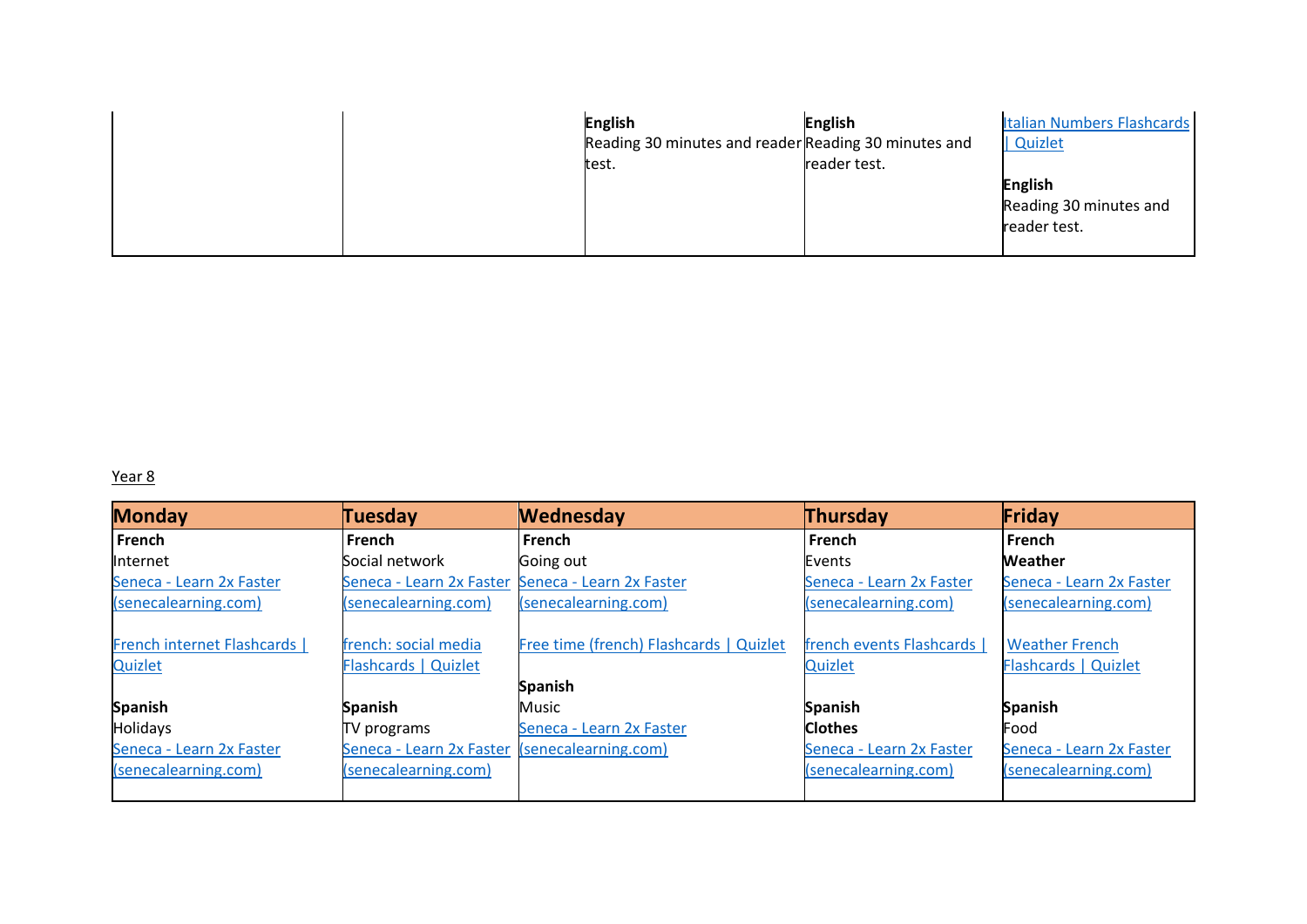| | | | | |
|---|---|---|---|---|
| | | **English**<br>Reading 30 minutes and reader test. | **English**<br>Reading 30 minutes and reader test. | Italian Numbers Flashcards \| Quizlet<br><br>**English**<br>Reading 30 minutes and reader test. |

Year 8

| Monday | Tuesday | Wednesday | Thursday | Friday |
|---|---|---|---|---|
| **French**<br>Internet<br>Seneca - Learn 2x Faster (senecalearning.com)<br><br>French internet Flashcards \| Quizlet<br><br>**Spanish**<br>Holidays<br>Seneca - Learn 2x Faster (senecalearning.com) | **French**<br>Social network<br>Seneca - Learn 2x Faster (senecalearning.com)<br><br>french: social media Flashcards \| Quizlet<br><br>**Spanish**<br>TV programs<br>Seneca - Learn 2x Faster (senecalearning.com) | **French**<br>Going out<br>Seneca - Learn 2x Faster (senecalearning.com)<br><br>Free time (french) Flashcards \| Quizlet<br><br>**Spanish**<br>Music<br>Seneca - Learn 2x Faster (senecalearning.com) | **French**<br>Events<br>Seneca - Learn 2x Faster (senecalearning.com)<br><br>french events Flashcards \| Quizlet<br><br>**Spanish**<br>**Clothes**<br>Seneca - Learn 2x Faster (senecalearning.com) | **French**<br>**Weather**<br>Seneca - Learn 2x Faster (senecalearning.com)<br><br>Weather French Flashcards \| Quizlet<br><br>**Spanish**<br>Food<br>Seneca - Learn 2x Faster (senecalearning.com) |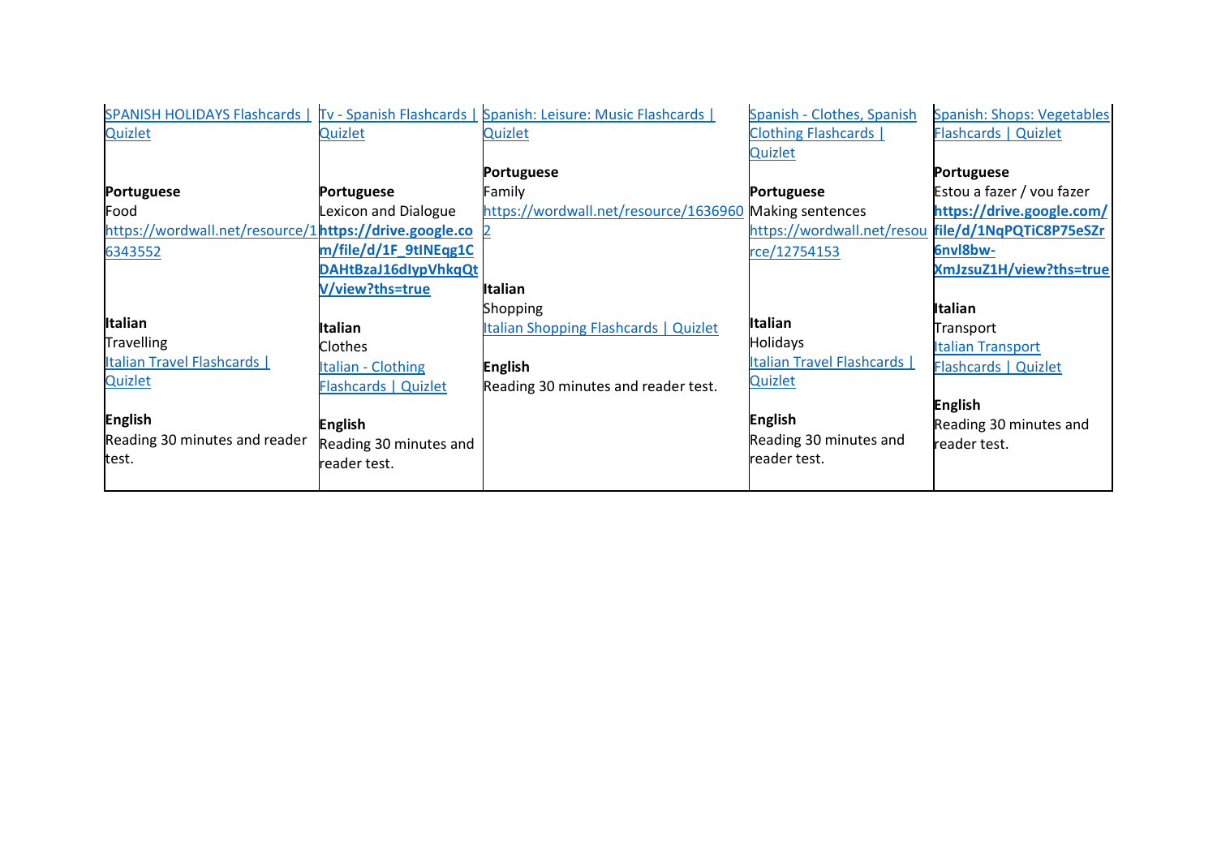| SPANISH HOLIDAYS Flashcards \| Quizlet<br><br>**Portuguese**<br>Food<br>https://wordwall.net/resource/16343552<br><br>**Italian**<br>Travelling<br>Italian Travel Flashcards \| Quizlet<br><br>**English**<br>Reading 30 minutes and reader test. | Tv - Spanish Flashcards \| Quizlet<br><br>**Portuguese**<br>Lexicon and Dialogue<br>**https://drive.google.com/file/d/1F_9tINEqg1CDAHtBzaJ16dIypVhkqQtV/view?ths=true**<br><br>**Italian**<br>Clothes<br>Italian - Clothing Flashcards \| Quizlet<br><br>**English**<br>Reading 30 minutes and reader test. | Spanish: Leisure: Music Flashcards \| Quizlet<br><br>**Portuguese**<br>Family<br>https://wordwall.net/resource/16369602<br><br>**Italian**<br>Shopping<br>Italian Shopping Flashcards \| Quizlet<br><br>**English**<br>Reading 30 minutes and reader test. | Spanish - Clothes, Spanish Clothing Flashcards \| Quizlet<br><br>**Portuguese**<br>Making sentences<br>https://wordwall.net/resource/12754153<br><br>**Italian**<br>Holidays<br>Italian Travel Flashcards \| Quizlet<br><br>**English**<br>Reading 30 minutes and reader test. | Spanish: Shops: Vegetables Flashcards \| Quizlet<br><br>**Portuguese**<br>Estou a fazer / vou fazer<br>**https://drive.google.com/file/d/1NqPQTiC8P75eSZr6nvl8bw-XmJzsuZ1H/view?ths=true**<br><br>**Italian**<br>Transport<br>Italian Transport Flashcards \| Quizlet<br><br>**English**<br>Reading 30 minutes and reader test. |
|---|---|---|---|---|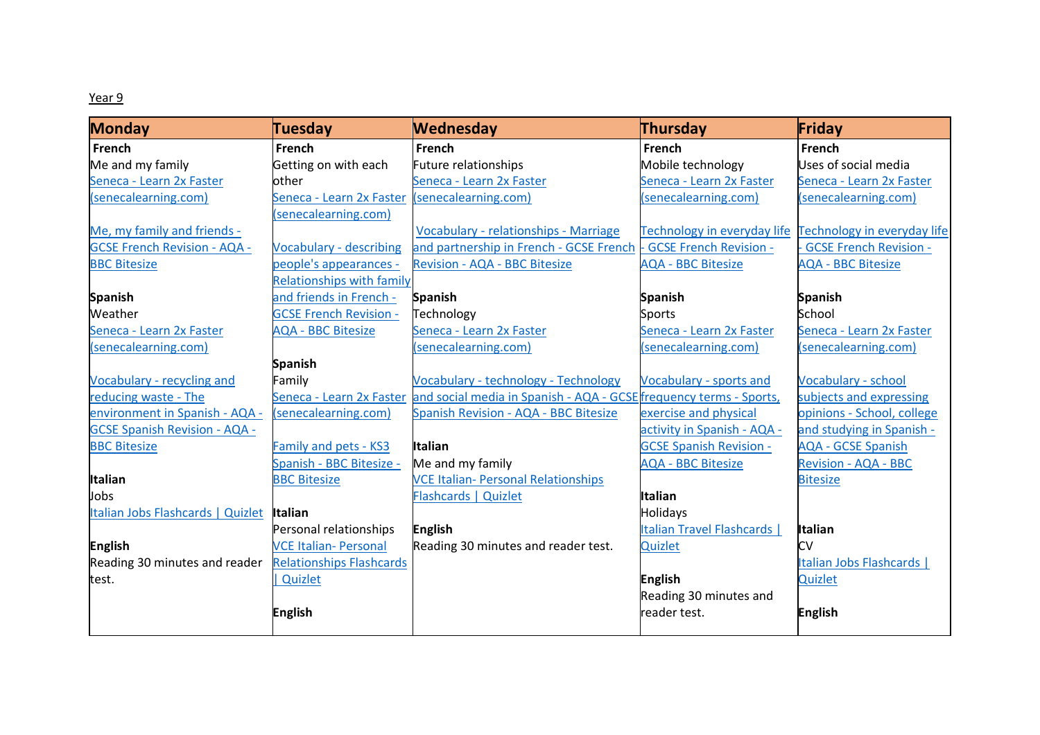Year 9

| Monday | Tuesday | Wednesday | Thursday | Friday |
|---|---|---|---|---|
| **French**<br>Me and my family<br>Seneca - Learn 2x Faster (senecalearning.com)<br><br>Me, my family and friends - GCSE French Revision - AQA - BBC Bitesize<br><br>**Spanish**<br>Weather<br>Seneca - Learn 2x Faster (senecalearning.com)<br><br>Vocabulary - recycling and reducing waste - The environment in Spanish - AQA - GCSE Spanish Revision - AQA - BBC Bitesize<br><br>**Italian**<br>Jobs<br>Italian Jobs Flashcards \| Quizlet<br><br>**English**<br>Reading 30 minutes and reader test. | **French**<br>Getting on with each other<br>Seneca - Learn 2x Faster (senecalearning.com)<br><br>Vocabulary - describing people's appearances - Relationships with family and friends in French - GCSE French Revision - AQA - BBC Bitesize<br><br>**Spanish**<br>Family<br>Seneca - Learn 2x Faster (senecalearning.com)<br><br>Family and pets - KS3 Spanish - BBC Bitesize - BBC Bitesize<br><br>**Italian**<br>Personal relationships<br>VCE Italian- Personal Relationships Flashcards \| Quizlet<br><br>**English** | **French**<br>Future relationships<br>Seneca - Learn 2x Faster (senecalearning.com)<br><br>Vocabulary - relationships - Marriage and partnership in French - GCSE French Revision - AQA - BBC Bitesize<br><br>**Spanish**<br>Technology<br>Seneca - Learn 2x Faster (senecalearning.com)<br><br>Vocabulary - technology - Technology and social media in Spanish - AQA - GCSE Spanish Revision - AQA - BBC Bitesize<br><br>**Italian**<br>Me and my family<br>VCE Italian- Personal Relationships Flashcards \| Quizlet<br><br>**English**<br>Reading 30 minutes and reader test. | **French**<br>Mobile technology<br>Seneca - Learn 2x Faster (senecalearning.com)<br><br>Technology in everyday life - GCSE French Revision - AQA - BBC Bitesize<br><br>**Spanish**<br>Sports<br>Seneca - Learn 2x Faster (senecalearning.com)<br><br>Vocabulary - sports and frequency terms - Sports, exercise and physical activity in Spanish - AQA - GCSE Spanish Revision - AQA - BBC Bitesize<br><br>**Italian**<br>Holidays<br>Italian Travel Flashcards \| Quizlet<br><br>**English**<br>Reading 30 minutes and reader test. | **French**<br>Uses of social media<br>Seneca - Learn 2x Faster (senecalearning.com)<br><br>Technology in everyday life - GCSE French Revision - AQA - BBC Bitesize<br><br>**Spanish**<br>School<br>Seneca - Learn 2x Faster (senecalearning.com)<br><br>Vocabulary - school subjects and expressing opinions - School, college and studying in Spanish - AQA - GCSE Spanish Revision - AQA - BBC Bitesize<br><br>**Italian**<br>CV<br>Italian Jobs Flashcards \| Quizlet<br><br>**English** |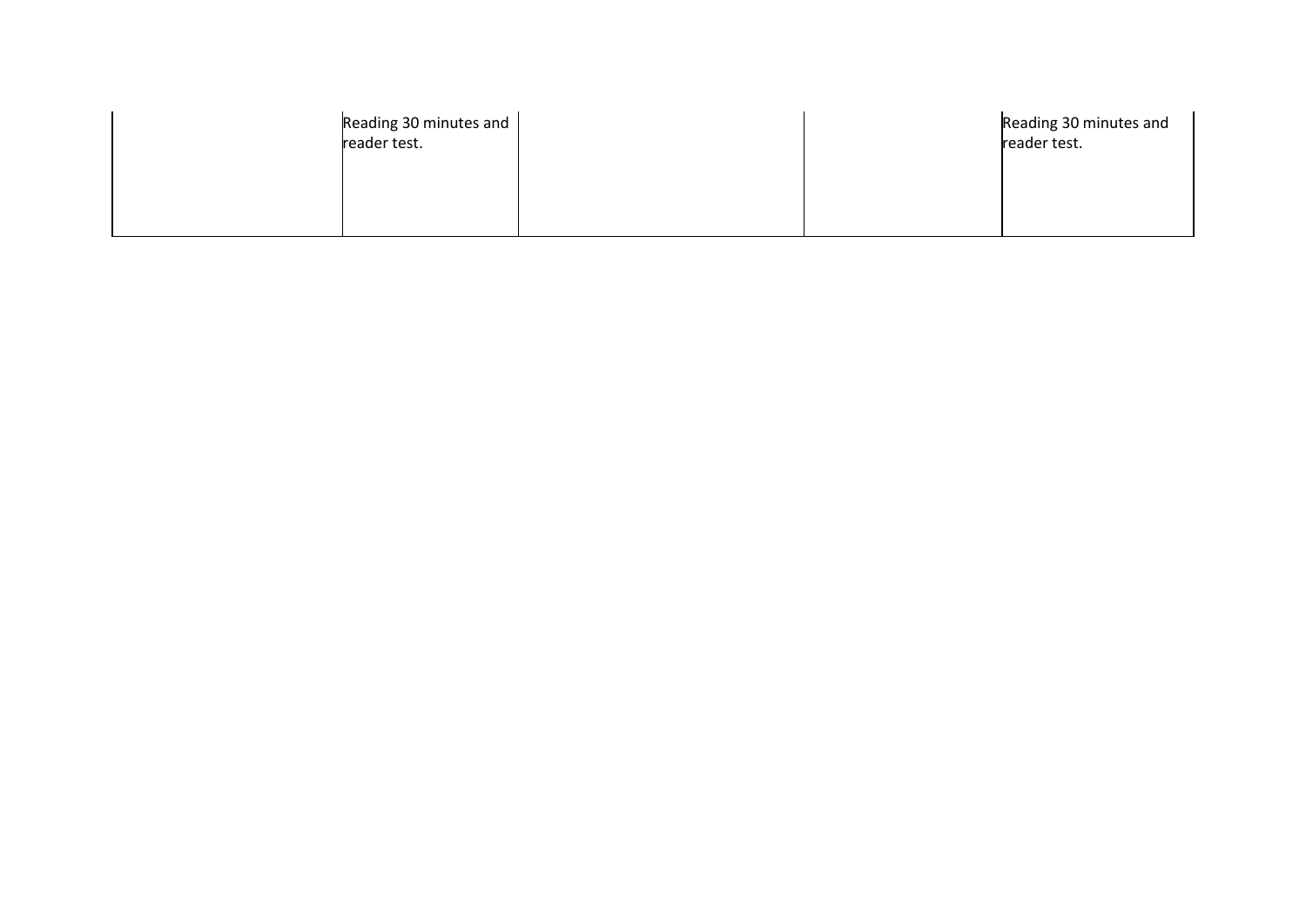| | | | | |
|---|---|---|---|---|
| | Reading 30 minutes and reader test. | | | Reading 30 minutes and reader test. |